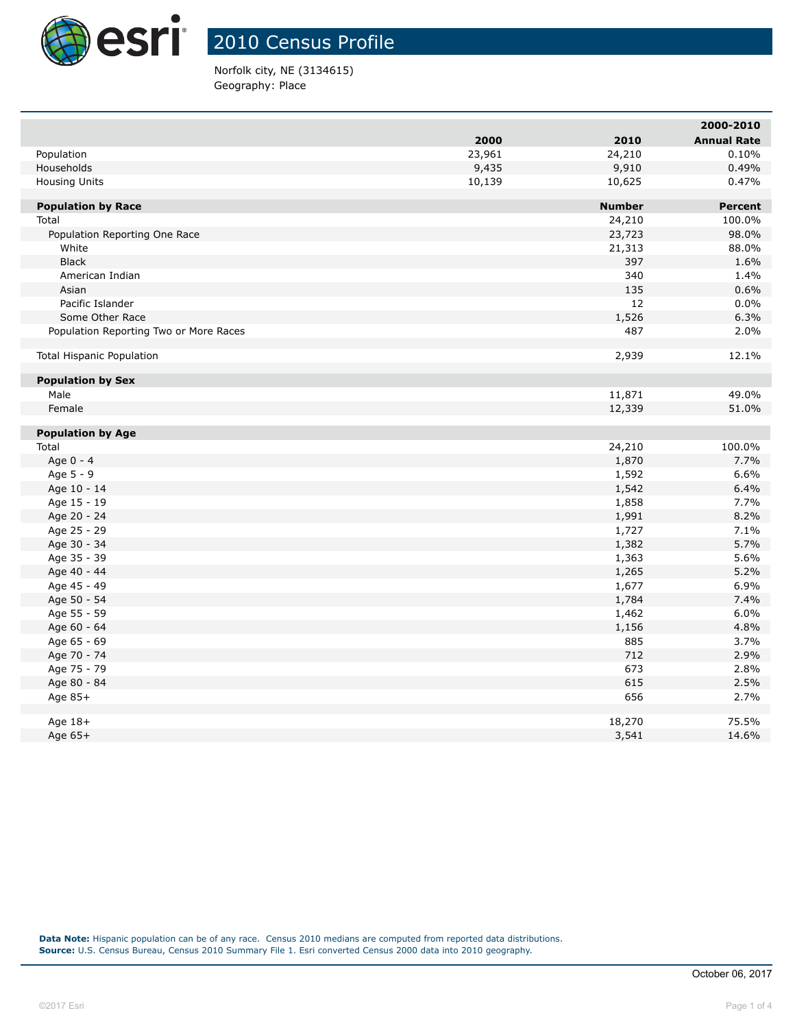# 2010 Census Profile

Norfolk city, NE (3134615)
Geography: Place

| | 2000 | 2010 | 2000-2010 Annual Rate |
|---|---|---|---|
| Population | 23,961 | 24,210 | 0.10% |
| Households | 9,435 | 9,910 | 0.49% |
| Housing Units | 10,139 | 10,625 | 0.47% |

| **Population by Race** | **Number** | **Percent** |
|---|---|---|
| Total | 24,210 | 100.0% |
| Population Reporting One Race | 23,723 | 98.0% |
| White | 21,313 | 88.0% |
| Black | 397 | 1.6% |
| American Indian | 340 | 1.4% |
| Asian | 135 | 0.6% |
| Pacific Islander | 12 | 0.0% |
| Some Other Race | 1,526 | 6.3% |
| Population Reporting Two or More Races | 487 | 2.0% |
| | | |
| Total Hispanic Population | 2,939 | 12.1% |

| **Population by Sex** | | |
|---|---|---|
| Male | 11,871 | 49.0% |
| Female | 12,339 | 51.0% |

| **Population by Age** | | |
|---|---|---|
| Total | 24,210 | 100.0% |
| Age 0 - 4 | 1,870 | 7.7% |
| Age 5 - 9 | 1,592 | 6.6% |
| Age 10 - 14 | 1,542 | 6.4% |
| Age 15 - 19 | 1,858 | 7.7% |
| Age 20 - 24 | 1,991 | 8.2% |
| Age 25 - 29 | 1,727 | 7.1% |
| Age 30 - 34 | 1,382 | 5.7% |
| Age 35 - 39 | 1,363 | 5.6% |
| Age 40 - 44 | 1,265 | 5.2% |
| Age 45 - 49 | 1,677 | 6.9% |
| Age 50 - 54 | 1,784 | 7.4% |
| Age 55 - 59 | 1,462 | 6.0% |
| Age 60 - 64 | 1,156 | 4.8% |
| Age 65 - 69 | 885 | 3.7% |
| Age 70 - 74 | 712 | 2.9% |
| Age 75 - 79 | 673 | 2.8% |
| Age 80 - 84 | 615 | 2.5% |
| Age 85+ | 656 | 2.7% |
| | | |
| Age 18+ | 18,270 | 75.5% |
| Age 65+ | 3,541 | 14.6% |

**Data Note:** Hispanic population can be of any race. Census 2010 medians are computed from reported data distributions.
**Source:** U.S. Census Bureau, Census 2010 Summary File 1. Esri converted Census 2000 data into 2010 geography.

October 06, 2017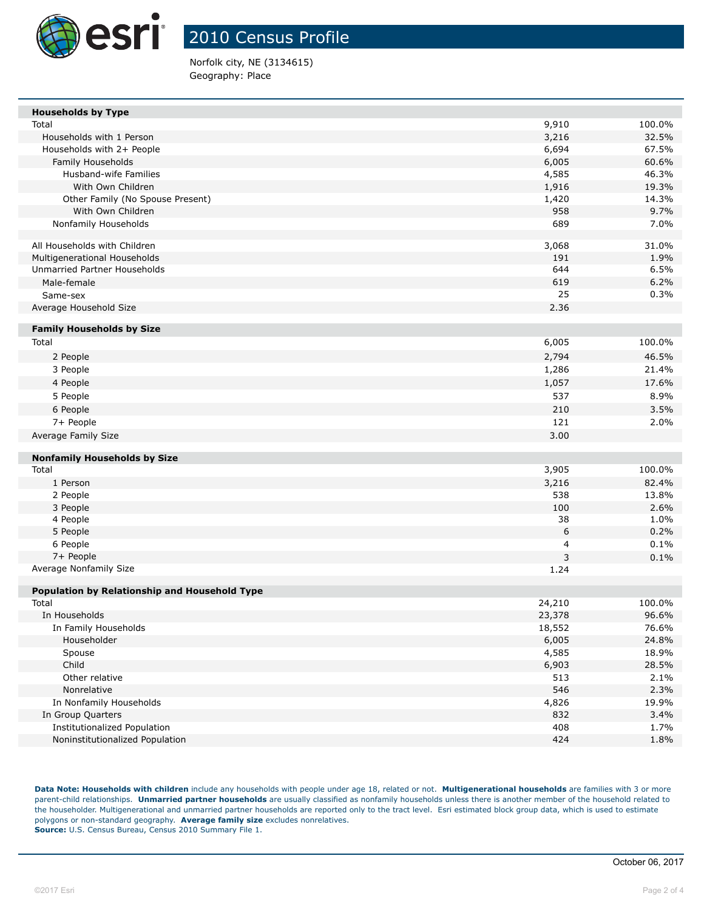# 2010 Census Profile

Norfolk city, NE (3134615)
Geography: Place

| Households by Type | | |
|---|---|---|
| Total | 9,910 | 100.0% |
| Households with 1 Person | 3,216 | 32.5% |
| Households with 2+ People | 6,694 | 67.5% |
| Family Households | 6,005 | 60.6% |
| Husband-wife Families | 4,585 | 46.3% |
| With Own Children | 1,916 | 19.3% |
| Other Family (No Spouse Present) | 1,420 | 14.3% |
| With Own Children | 958 | 9.7% |
| Nonfamily Households | 689 | 7.0% |
| | | |
| All Households with Children | 3,068 | 31.0% |
| Multigenerational Households | 191 | 1.9% |
| Unmarried Partner Households | 644 | 6.5% |
| Male-female | 619 | 6.2% |
| Same-sex | 25 | 0.3% |
| Average Household Size | 2.36 | |

| Family Households by Size | | |
|---|---|---|
| Total | 6,005 | 100.0% |
| 2 People | 2,794 | 46.5% |
| 3 People | 1,286 | 21.4% |
| 4 People | 1,057 | 17.6% |
| 5 People | 537 | 8.9% |
| 6 People | 210 | 3.5% |
| 7+ People | 121 | 2.0% |
| Average Family Size | 3.00 | |

| Nonfamily Households by Size | | |
|---|---|---|
| Total | 3,905 | 100.0% |
| 1 Person | 3,216 | 82.4% |
| 2 People | 538 | 13.8% |
| 3 People | 100 | 2.6% |
| 4 People | 38 | 1.0% |
| 5 People | 6 | 0.2% |
| 6 People | 4 | 0.1% |
| 7+ People | 3 | 0.1% |
| Average Nonfamily Size | 1.24 | |

| Population by Relationship and Household Type | | |
|---|---|---|
| Total | 24,210 | 100.0% |
| In Households | 23,378 | 96.6% |
| In Family Households | 18,552 | 76.6% |
| Householder | 6,005 | 24.8% |
| Spouse | 4,585 | 18.9% |
| Child | 6,903 | 28.5% |
| Other relative | 513 | 2.1% |
| Nonrelative | 546 | 2.3% |
| In Nonfamily Households | 4,826 | 19.9% |
| In Group Quarters | 832 | 3.4% |
| Institutionalized Population | 408 | 1.7% |
| Noninstitutionalized Population | 424 | 1.8% |

**Data Note: Households with children** include any households with people under age 18, related or not. **Multigenerational households** are families with 3 or more parent-child relationships. **Unmarried partner households** are usually classified as nonfamily households unless there is another member of the household related to the householder. Multigenerational and unmarried partner households are reported only to the tract level. Esri estimated block group data, which is used to estimate polygons or non-standard geography. **Average family size** excludes nonrelatives.
**Source:** U.S. Census Bureau, Census 2010 Summary File 1.

October 06, 2017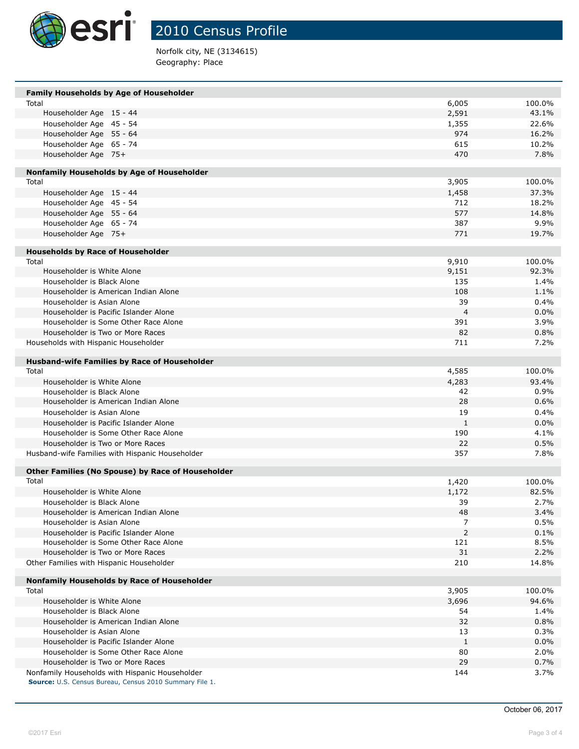# 2010 Census Profile

Norfolk city, NE (3134615)
Geography: Place

| Family Households by Age of Householder | | |
|---|---|---|
| Total | 6,005 | 100.0% |
| Householder Age 15 - 44 | 2,591 | 43.1% |
| Householder Age 45 - 54 | 1,355 | 22.6% |
| Householder Age 55 - 64 | 974 | 16.2% |
| Householder Age 65 - 74 | 615 | 10.2% |
| Householder Age 75+ | 470 | 7.8% |

| Nonfamily Households by Age of Householder | | |
|---|---|---|
| Total | 3,905 | 100.0% |
| Householder Age 15 - 44 | 1,458 | 37.3% |
| Householder Age 45 - 54 | 712 | 18.2% |
| Householder Age 55 - 64 | 577 | 14.8% |
| Householder Age 65 - 74 | 387 | 9.9% |
| Householder Age 75+ | 771 | 19.7% |

| Households by Race of Householder | | |
|---|---|---|
| Total | 9,910 | 100.0% |
| Householder is White Alone | 9,151 | 92.3% |
| Householder is Black Alone | 135 | 1.4% |
| Householder is American Indian Alone | 108 | 1.1% |
| Householder is Asian Alone | 39 | 0.4% |
| Householder is Pacific Islander Alone | 4 | 0.0% |
| Householder is Some Other Race Alone | 391 | 3.9% |
| Householder is Two or More Races | 82 | 0.8% |
| Households with Hispanic Householder | 711 | 7.2% |

| Husband-wife Families by Race of Householder | | |
|---|---|---|
| Total | 4,585 | 100.0% |
| Householder is White Alone | 4,283 | 93.4% |
| Householder is Black Alone | 42 | 0.9% |
| Householder is American Indian Alone | 28 | 0.6% |
| Householder is Asian Alone | 19 | 0.4% |
| Householder is Pacific Islander Alone | 1 | 0.0% |
| Householder is Some Other Race Alone | 190 | 4.1% |
| Householder is Two or More Races | 22 | 0.5% |
| Husband-wife Families with Hispanic Householder | 357 | 7.8% |

| Other Families (No Spouse) by Race of Householder | | |
|---|---|---|
| Total | 1,420 | 100.0% |
| Householder is White Alone | 1,172 | 82.5% |
| Householder is Black Alone | 39 | 2.7% |
| Householder is American Indian Alone | 48 | 3.4% |
| Householder is Asian Alone | 7 | 0.5% |
| Householder is Pacific Islander Alone | 2 | 0.1% |
| Householder is Some Other Race Alone | 121 | 8.5% |
| Householder is Two or More Races | 31 | 2.2% |
| Other Families with Hispanic Householder | 210 | 14.8% |

| Nonfamily Households by Race of Householder | | |
|---|---|---|
| Total | 3,905 | 100.0% |
| Householder is White Alone | 3,696 | 94.6% |
| Householder is Black Alone | 54 | 1.4% |
| Householder is American Indian Alone | 32 | 0.8% |
| Householder is Asian Alone | 13 | 0.3% |
| Householder is Pacific Islander Alone | 1 | 0.0% |
| Householder is Some Other Race Alone | 80 | 2.0% |
| Householder is Two or More Races | 29 | 0.7% |
| Nonfamily Households with Hispanic Householder | 144 | 3.7% |

**Source:** U.S. Census Bureau, Census 2010 Summary File 1.

October 06, 2017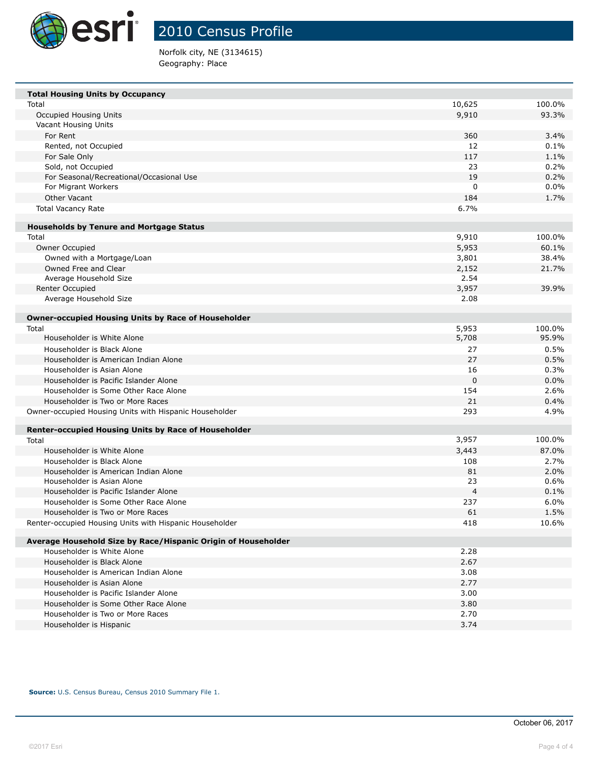# 2010 Census Profile

Norfolk city, NE (3134615)
Geography: Place

| | | |
|---|---|---|
| **Total Housing Units by Occupancy** | | |
| Total | 10,625 | 100.0% |
| Occupied Housing Units | 9,910 | 93.3% |
| Vacant Housing Units | | |
| For Rent | 360 | 3.4% |
| Rented, not Occupied | 12 | 0.1% |
| For Sale Only | 117 | 1.1% |
| Sold, not Occupied | 23 | 0.2% |
| For Seasonal/Recreational/Occasional Use | 19 | 0.2% |
| For Migrant Workers | 0 | 0.0% |
| Other Vacant | 184 | 1.7% |
| Total Vacancy Rate | 6.7% | |
| **Households by Tenure and Mortgage Status** | | |
| Total | 9,910 | 100.0% |
| Owner Occupied | 5,953 | 60.1% |
| Owned with a Mortgage/Loan | 3,801 | 38.4% |
| Owned Free and Clear | 2,152 | 21.7% |
| Average Household Size | 2.54 | |
| Renter Occupied | 3,957 | 39.9% |
| Average Household Size | 2.08 | |
| **Owner-occupied Housing Units by Race of Householder** | | |
| Total | 5,953 | 100.0% |
| Householder is White Alone | 5,708 | 95.9% |
| Householder is Black Alone | 27 | 0.5% |
| Householder is American Indian Alone | 27 | 0.5% |
| Householder is Asian Alone | 16 | 0.3% |
| Householder is Pacific Islander Alone | 0 | 0.0% |
| Householder is Some Other Race Alone | 154 | 2.6% |
| Householder is Two or More Races | 21 | 0.4% |
| Owner-occupied Housing Units with Hispanic Householder | 293 | 4.9% |
| **Renter-occupied Housing Units by Race of Householder** | | |
| Total | 3,957 | 100.0% |
| Householder is White Alone | 3,443 | 87.0% |
| Householder is Black Alone | 108 | 2.7% |
| Householder is American Indian Alone | 81 | 2.0% |
| Householder is Asian Alone | 23 | 0.6% |
| Householder is Pacific Islander Alone | 4 | 0.1% |
| Householder is Some Other Race Alone | 237 | 6.0% |
| Householder is Two or More Races | 61 | 1.5% |
| Renter-occupied Housing Units with Hispanic Householder | 418 | 10.6% |
| **Average Household Size by Race/Hispanic Origin of Householder** | | |
| Householder is White Alone | 2.28 | |
| Householder is Black Alone | 2.67 | |
| Householder is American Indian Alone | 3.08 | |
| Householder is Asian Alone | 2.77 | |
| Householder is Pacific Islander Alone | 3.00 | |
| Householder is Some Other Race Alone | 3.80 | |
| Householder is Two or More Races | 2.70 | |
| Householder is Hispanic | 3.74 | |

**Source:** U.S. Census Bureau, Census 2010 Summary File 1.

October 06, 2017

©2017 Esri